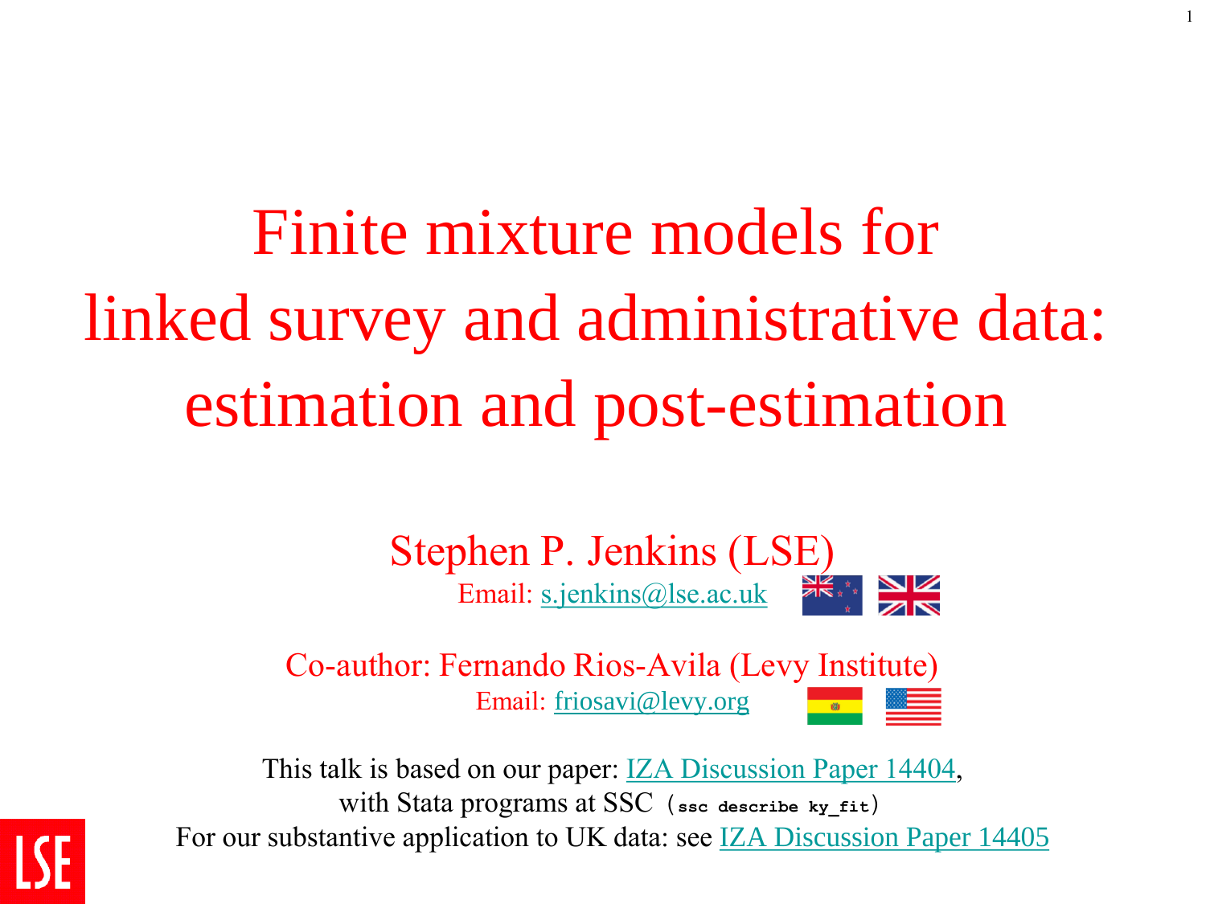# Finite mixture models for linked survey and administrative data: estimation and post-estimation

Stephen P. Jenkins (LSE)

Email: s.jenkins@lse.ac.uk

Co-author: Fernando Rios-Avila (Levy Institute)

Email: friosavi@levy.org

This talk is based on our paper: IZA Discussion Paper 14404, with Stata programs at SSC (`ssc describe ky_fit`)

For our substantive application to UK data: see IZA Discussion Paper 14405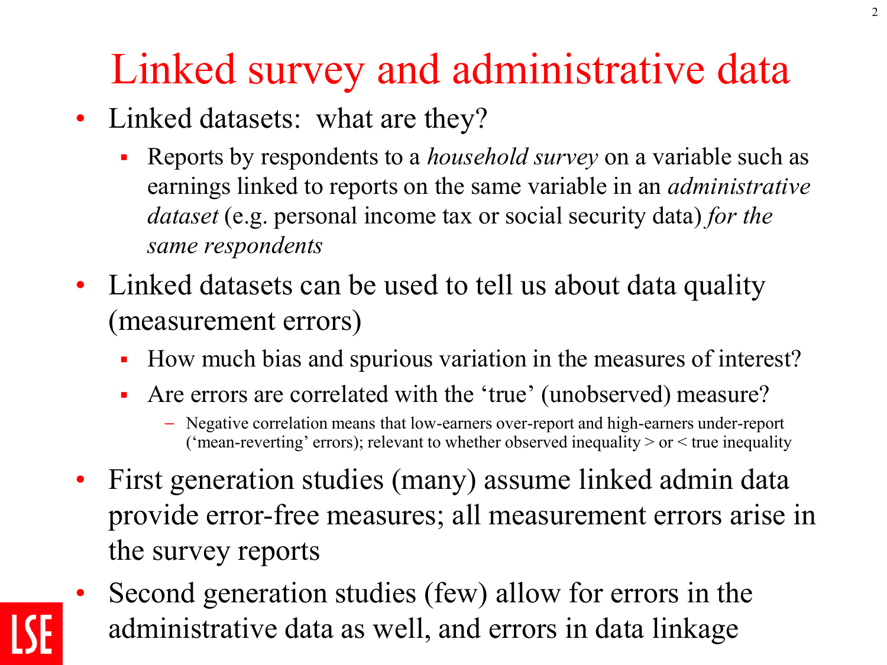# Linked survey and administrative data

- Linked datasets: what are they?
  - Reports by respondents to a *household survey* on a variable such as earnings linked to reports on the same variable in an *administrative dataset* (e.g. personal income tax or social security data) *for the same respondents*
- Linked datasets can be used to tell us about data quality (measurement errors)
  - How much bias and spurious variation in the measures of interest?
  - Are errors are correlated with the 'true' (unobserved) measure?
    - Negative correlation means that low-earners over-report and high-earners under-report ('mean-reverting' errors); relevant to whether observed inequality > or < true inequality
- First generation studies (many) assume linked admin data provide error-free measures; all measurement errors arise in the survey reports
- Second generation studies (few) allow for errors in the administrative data as well, and errors in data linkage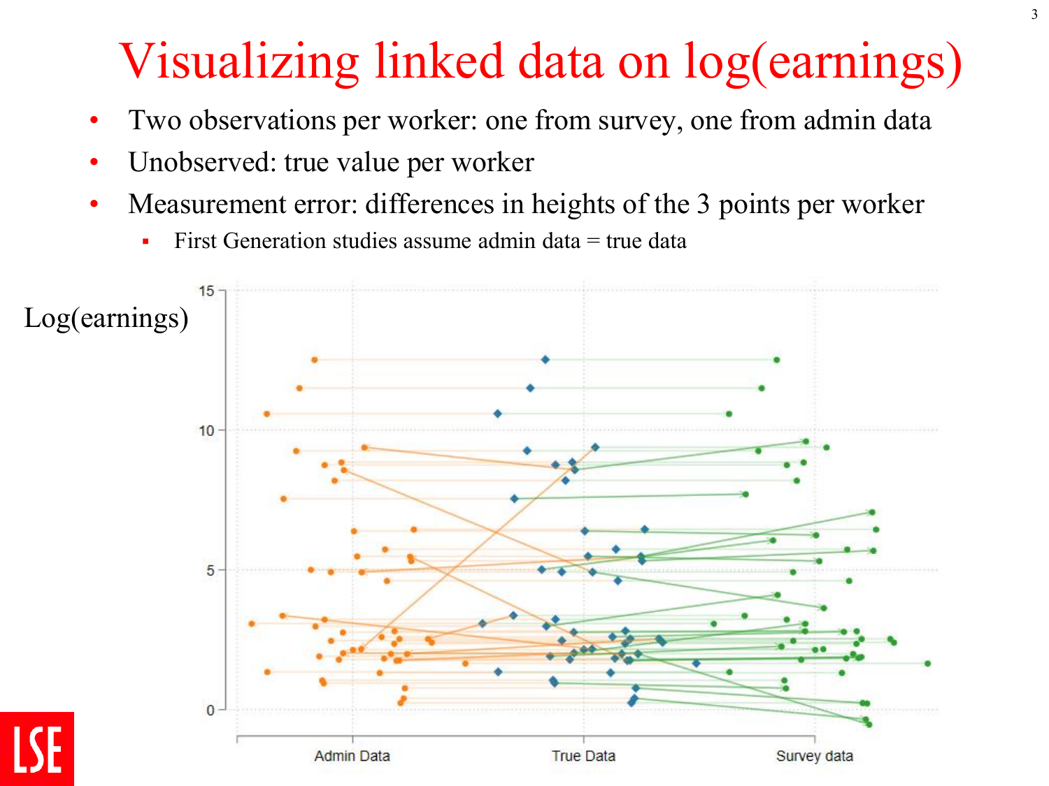# Visualizing linked data on log(earnings)

- Two observations per worker: one from survey, one from admin data
- Unobserved: true value per worker
- Measurement error: differences in heights of the 3 points per worker
  - First Generation studies assume admin data = true data

Log(earnings)

15

10

5

0

Admin Data  True Data  Survey data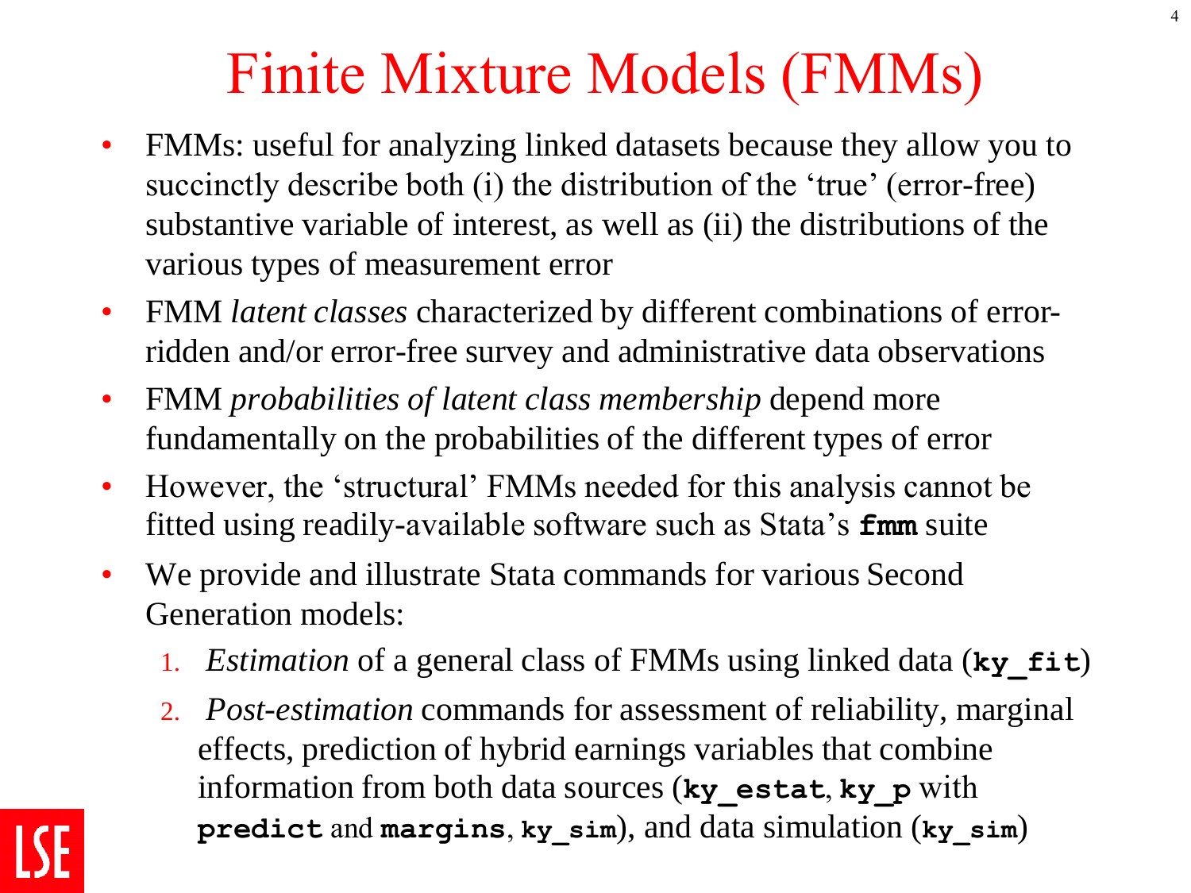# Finite Mixture Models (FMMs)

- FMMs: useful for analyzing linked datasets because they allow you to succinctly describe both (i) the distribution of the 'true' (error-free) substantive variable of interest, as well as (ii) the distributions of the various types of measurement error
- FMM *latent classes* characterized by different combinations of error-ridden and/or error-free survey and administrative data observations
- FMM *probabilities of latent class membership* depend more fundamentally on the probabilities of the different types of error
- However, the 'structural' FMMs needed for this analysis cannot be fitted using readily-available software such as Stata's **`fmm`** suite
- We provide and illustrate Stata commands for various Second Generation models:
  1. *Estimation* of a general class of FMMs using linked data (**`ky_fit`**)
  2. *Post-estimation* commands for assessment of reliability, marginal effects, prediction of hybrid earnings variables that combine information from both data sources (**`ky_estat`**, **`ky_p`** with **`predict`** and **`margins`**, **`ky_sim`**), and data simulation (**`ky_sim`**)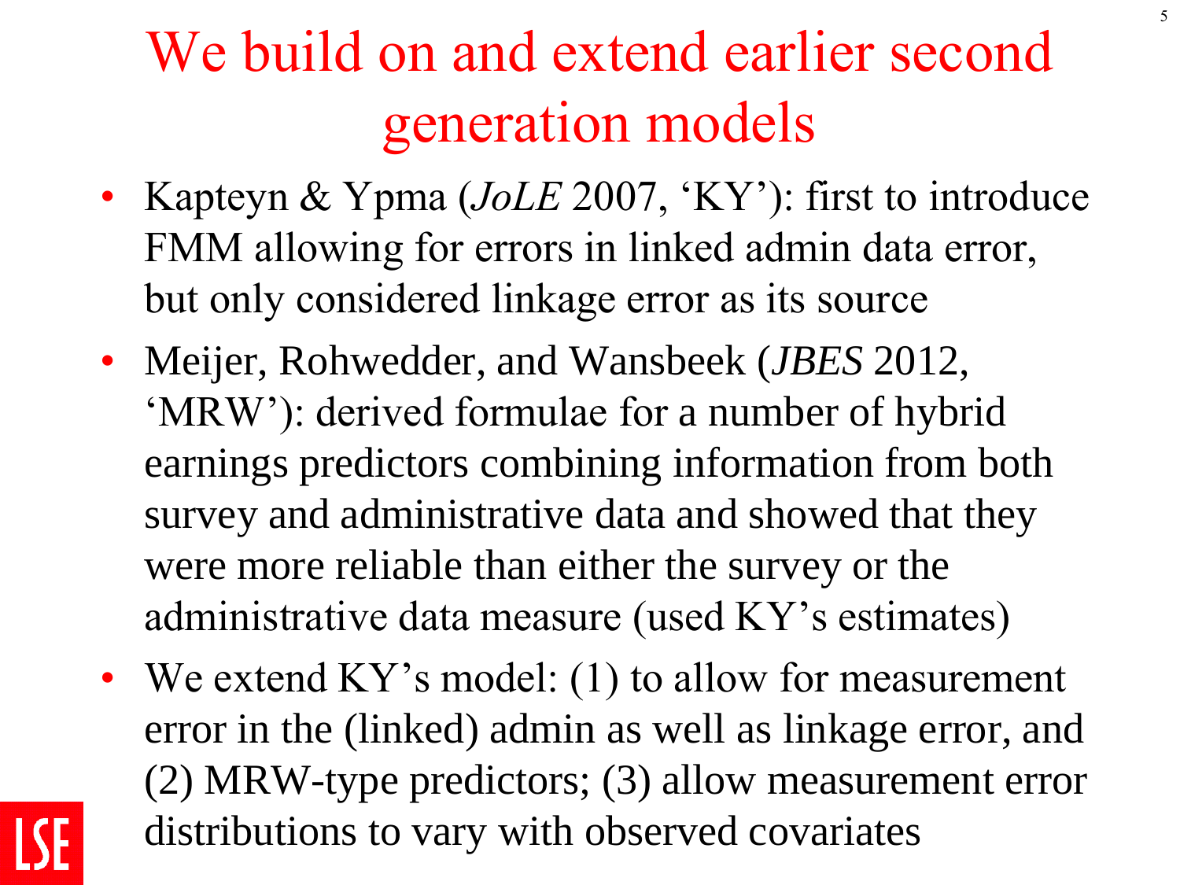# We build on and extend earlier second generation models

- Kapteyn & Ypma (*JoLE* 2007, 'KY'): first to introduce FMM allowing for errors in linked admin data error, but only considered linkage error as its source
- Meijer, Rohwedder, and Wansbeek (*JBES* 2012, 'MRW'): derived formulae for a number of hybrid earnings predictors combining information from both survey and administrative data and showed that they were more reliable than either the survey or the administrative data measure (used KY's estimates)
- We extend KY's model: (1) to allow for measurement error in the (linked) admin as well as linkage error, and (2) MRW-type predictors; (3) allow measurement error distributions to vary with observed covariates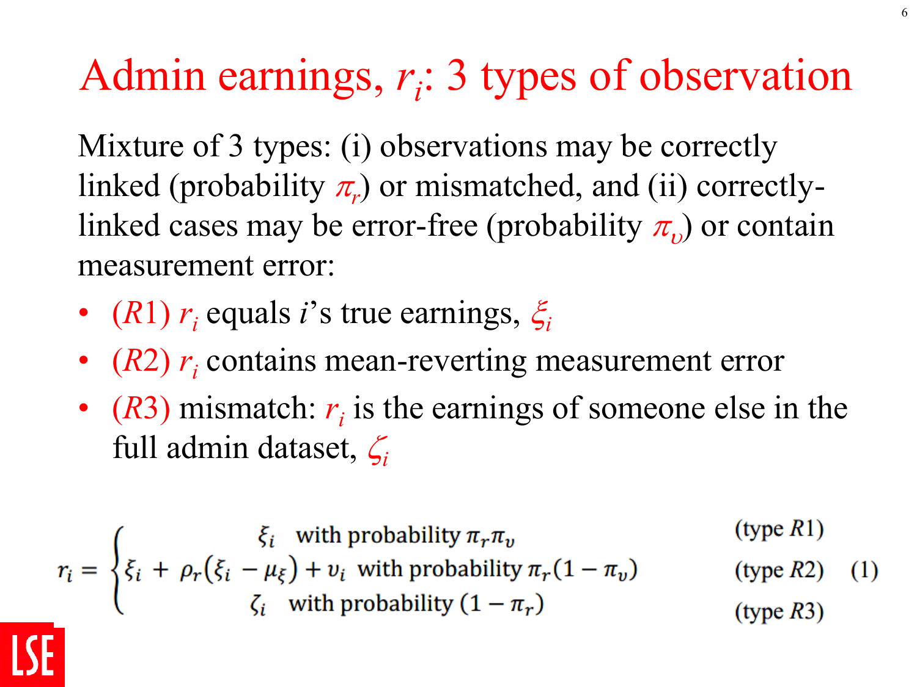# Admin earnings, $r_i$: 3 types of observation

Mixture of 3 types: (i) observations may be correctly linked (probability $\pi_r$) or mismatched, and (ii) correctly-linked cases may be error-free (probability $\pi_\upsilon$) or contain measurement error:

- ($R1$) $r_i$ equals $i$'s true earnings, $\xi_i$
- ($R2$) $r_i$ contains mean-reverting measurement error
- ($R3$) mismatch: $r_i$ is the earnings of someone else in the full admin dataset, $\zeta_i$

$$
r_i = \begin{cases} \xi_i \quad \text{with probability } \pi_r \pi_\upsilon & \text{(type } R1\text{)} \\ \xi_i + \rho_r(\xi_i - \mu_\xi) + \upsilon_i \; \text{ with probability } \pi_r(1-\pi_\upsilon) & \text{(type } R2\text{)} \\ \zeta_i \quad \text{with probability } (1-\pi_r) & \text{(type } R3\text{)} \end{cases} \qquad (1)
$$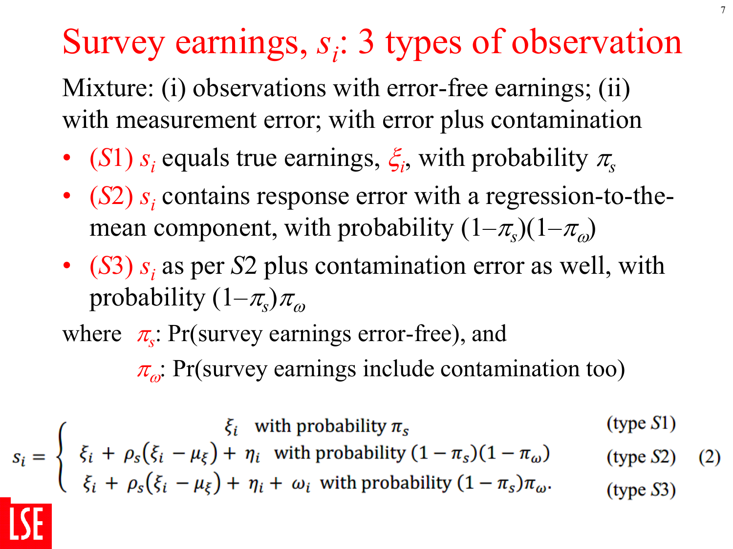# Survey earnings, $s_i$: 3 types of observation

Mixture: (i) observations with error-free earnings; (ii) with measurement error; with error plus contamination

- ($S1$) $s_i$ equals true earnings, $\xi_i$, with probability $\pi_s$
- ($S2$) $s_i$ contains response error with a regression-to-the-mean component, with probability $(1-\pi_s)(1-\pi_\omega)$
- ($S3$) $s_i$ as per $S2$ plus contamination error as well, with probability $(1-\pi_s)\pi_\omega$

where $\pi_s$: Pr(survey earnings error-free), and

$\pi_\omega$: Pr(survey earnings include contamination too)

$$s_i = \begin{cases} \xi_i \quad \text{with probability } \pi_s & \text{(type } S1\text{)} \\ \xi_i + \rho_s(\xi_i - \mu_\xi) + \eta_i \quad \text{with probability } (1-\pi_s)(1-\pi_\omega) & \text{(type } S2\text{)} \\ \xi_i + \rho_s(\xi_i - \mu_\xi) + \eta_i + \omega_i \quad \text{with probability } (1-\pi_s)\pi_\omega. & \text{(type } S3\text{)} \end{cases} \qquad (2)$$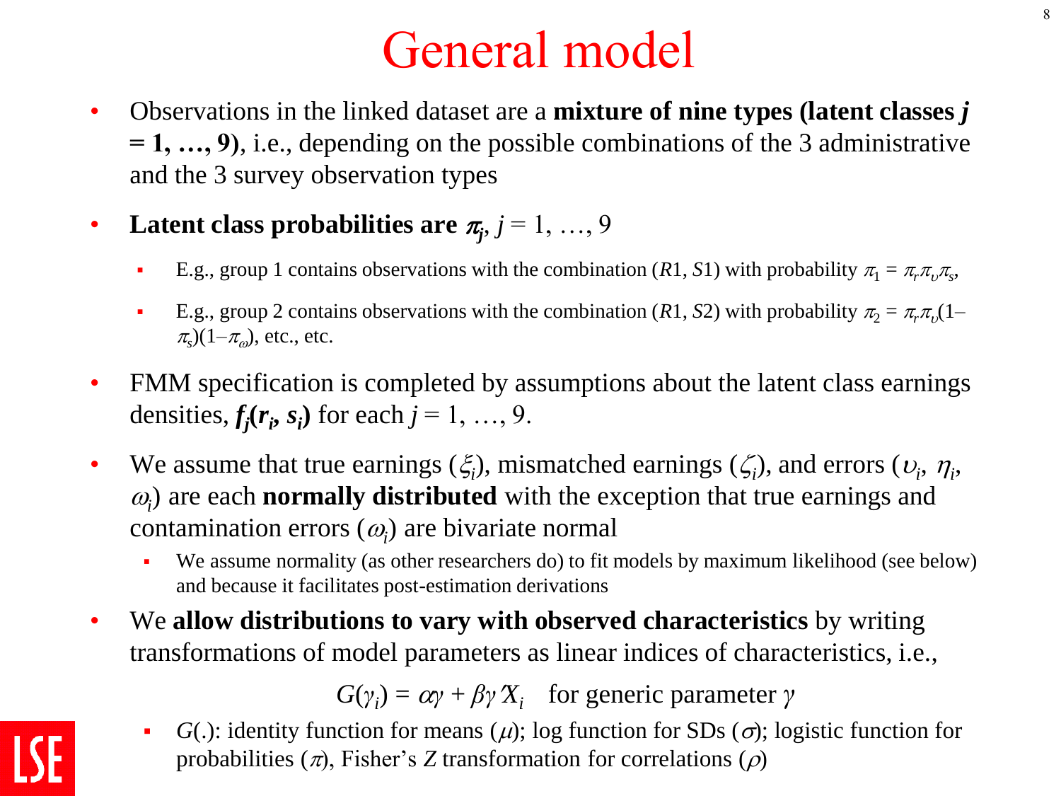# General model

- Observations in the linked dataset are a **mixture of nine types (latent classes *j* = 1, …, 9)**, i.e., depending on the possible combinations of the 3 administrative and the 3 survey observation types
- **Latent class probabilities are $\pi_j$**, $j = 1, \ldots, 9$
  - E.g., group 1 contains observations with the combination ($R1$, $S1$) with probability $\pi_1 = \pi_r \pi_\upsilon \pi_s$,
  - E.g., group 2 contains observations with the combination ($R1$, $S2$) with probability $\pi_2 = \pi_r \pi_\upsilon (1-\pi_s)(1-\pi_\omega)$, etc., etc.
- FMM specification is completed by assumptions about the latent class earnings densities, $f_j(r_i, s_i)$ for each $j = 1, \ldots, 9$.
- We assume that true earnings ($\xi_i$), mismatched earnings ($\zeta_i$), and errors ($\upsilon_i$, $\eta_i$, $\omega_i$) are each **normally distributed** with the exception that true earnings and contamination errors ($\omega_i$) are bivariate normal
  - We assume normality (as other researchers do) to fit models by maximum likelihood (see below) and because it facilitates post-estimation derivations
- We **allow distributions to vary with observed characteristics** by writing transformations of model parameters as linear indices of characteristics, i.e.,

$$G(\gamma_i) = \alpha\gamma + \beta\gamma' X_i \quad \text{for generic parameter } \gamma$$

  - $G(.)$: identity function for means ($\mu$); log function for SDs ($\sigma$); logistic function for probabilities ($\pi$), Fisher's $Z$ transformation for correlations ($\rho$)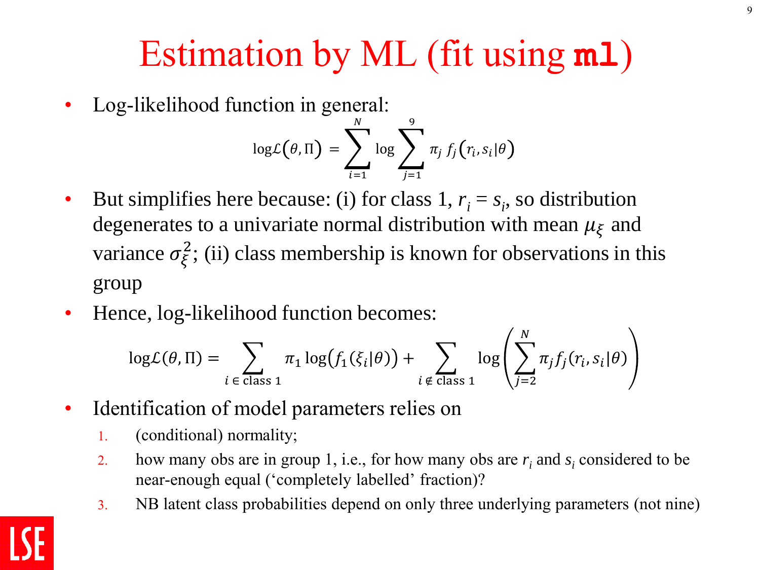# Estimation by ML (fit using **ml**)

- Log-likelihood function in general:

$$\log\mathcal{L}(\theta, \Pi) = \sum_{i=1}^{N} \log \sum_{j=1}^{9} \pi_j \, f_j(r_i, s_i|\theta)$$

- But simplifies here because: (i) for class 1, $r_i = s_i$, so distribution degenerates to a univariate normal distribution with mean $\mu_\xi$ and variance $\sigma_\xi^2$; (ii) class membership is known for observations in this group
- Hence, log-likelihood function becomes:

$$\log\mathcal{L}(\theta, \Pi) = \sum_{i \in \text{class } 1} \pi_1 \log\bigl(f_1(\xi_i|\theta)\bigr) + \sum_{i \notin \text{class } 1} \log\left(\sum_{j=2}^{N} \pi_j f_j(r_i, s_i|\theta)\right)$$

- Identification of model parameters relies on
  1. (conditional) normality;
  2. how many obs are in group 1, i.e., for how many obs are $r_i$ and $s_i$ considered to be near-enough equal ('completely labelled' fraction)?
  3. NB latent class probabilities depend on only three underlying parameters (not nine)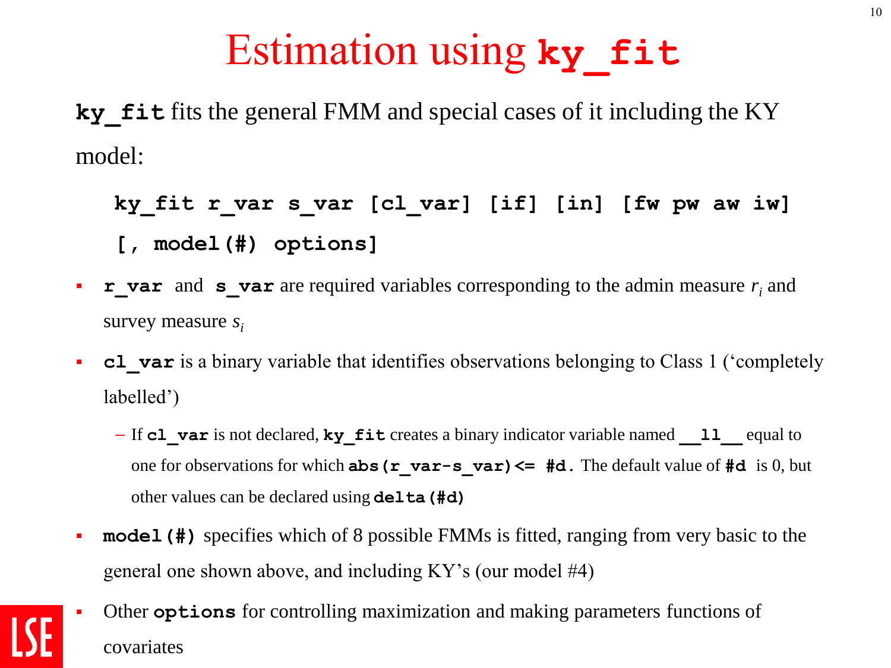# Estimation using **`ky_fit`**

**`ky_fit`** fits the general FMM and special cases of it including the KY model:

```
ky_fit r_var s_var [cl_var] [if] [in] [fw pw aw iw]
 [, model(#) options]
```

- **`r_var`** and **`s_var`** are required variables corresponding to the admin measure $r_i$ and survey measure $s_i$
- **`cl_var`** is a binary variable that identifies observations belonging to Class 1 ('completely labelled')
  - If **`cl_var`** is not declared, **`ky_fit`** creates a binary indicator variable named **`__ll__`** equal to one for observations for which **`abs(r_var-s_var)<= #d`**. The default value of **`#d`** is 0, but other values can be declared using **`delta(#d)`**
- **`model(#)`** specifies which of 8 possible FMMs is fitted, ranging from very basic to the general one shown above, and including KY's (our model #4)
- Other **`options`** for controlling maximization and making parameters functions of covariates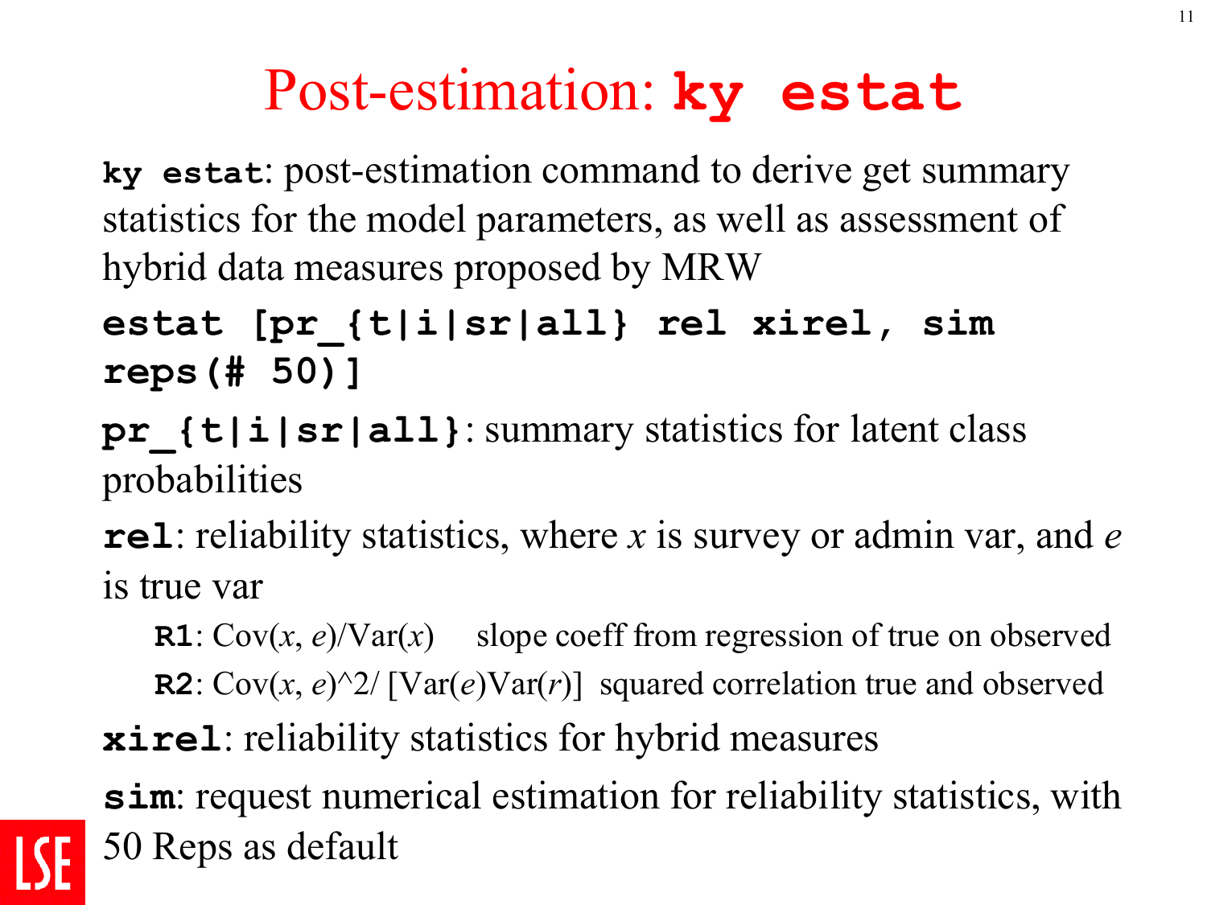# Post-estimation: **ky estat**

**ky estat**: post-estimation command to derive get summary statistics for the model parameters, as well as assessment of hybrid data measures proposed by MRW

**estat [pr_{t|i|sr|all} rel xirel, sim reps(# 50)]**

**pr_{t|i|sr|all}**: summary statistics for latent class probabilities

**rel**: reliability statistics, where *x* is survey or admin var, and *e* is true var

- **R1**: $\mathrm{Cov}(x, e)/\mathrm{Var}(x)$ slope coeff from regression of true on observed
- **R2**: $\mathrm{Cov}(x, e)$^2/ $[\mathrm{Var}(e)\mathrm{Var}(r)]$ squared correlation true and observed

**xirel**: reliability statistics for hybrid measures

**sim**: request numerical estimation for reliability statistics, with 50 Reps as default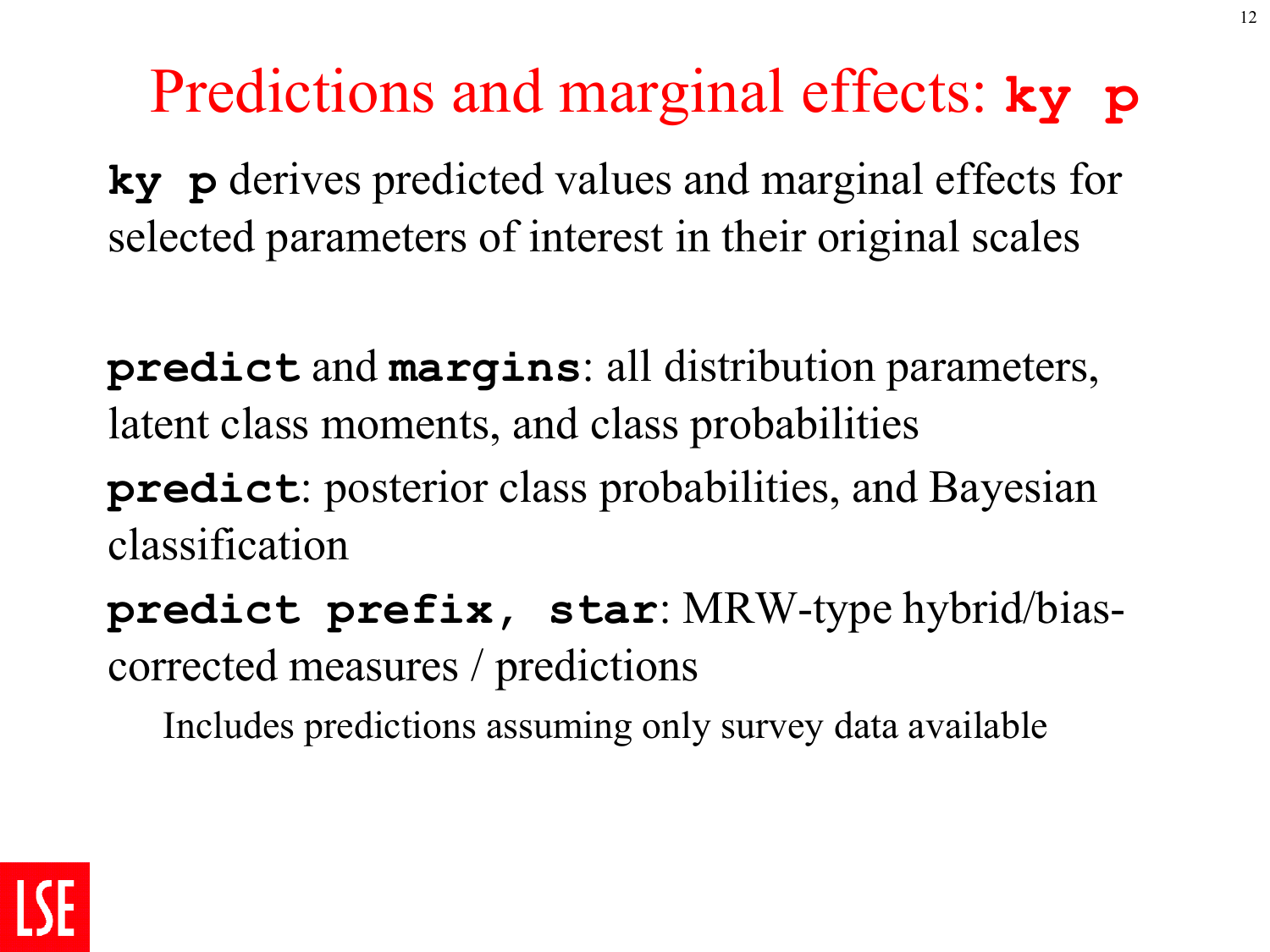# Predictions and marginal effects: `ky p`

**`ky p`** derives predicted values and marginal effects for selected parameters of interest in their original scales

**`predict`** and **`margins`**: all distribution parameters, latent class moments, and class probabilities

**`predict`**: posterior class probabilities, and Bayesian classification

**`predict prefix, star`**: MRW-type hybrid/bias-corrected measures / predictions

Includes predictions assuming only survey data available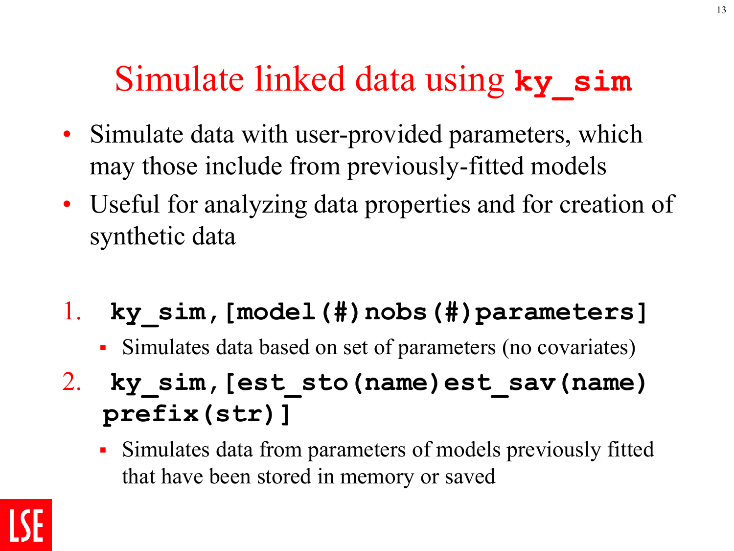# Simulate linked data using `ky_sim`

- Simulate data with user-provided parameters, which may those include from previously-fitted models
- Useful for analyzing data properties and for creation of synthetic data

1. `ky_sim,[model(#)nobs(#)parameters]`
   - Simulates data based on set of parameters (no covariates)
2. `ky_sim,[est_sto(name)est_sav(name) prefix(str)]`
   - Simulates data from parameters of models previously fitted that have been stored in memory or saved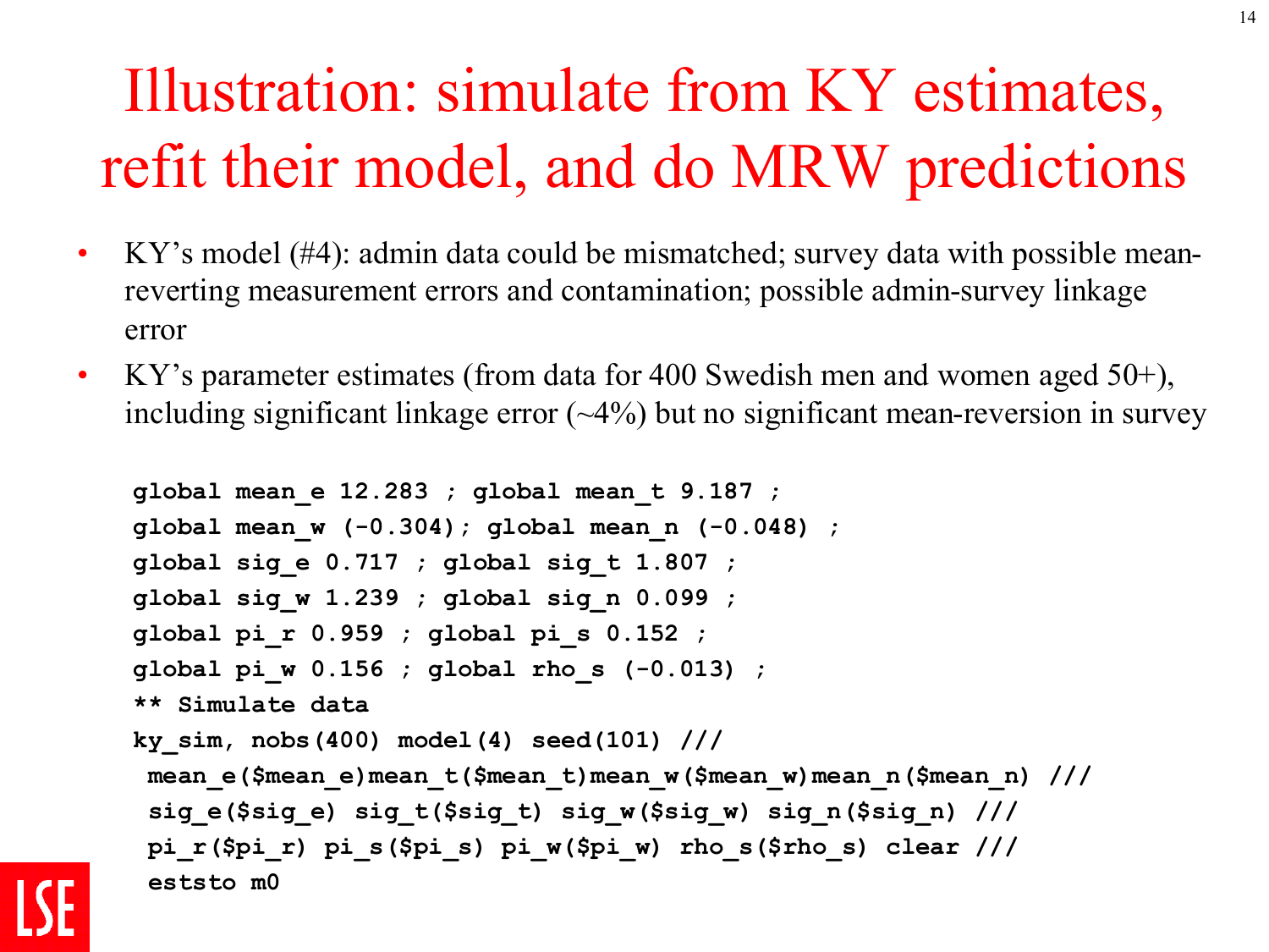# Illustration: simulate from KY estimates, refit their model, and do MRW predictions

- KY's model (#4): admin data could be mismatched; survey data with possible mean-reverting measurement errors and contamination; possible admin-survey linkage error
- KY's parameter estimates (from data for 400 Swedish men and women aged 50+), including significant linkage error (~4%) but no significant mean-reversion in survey

```
global mean_e 12.283 ; global mean_t 9.187 ;
global mean_w (-0.304); global mean_n (-0.048) ;
global sig_e 0.717 ; global sig_t 1.807 ;
global sig_w 1.239 ; global sig_n 0.099 ;
global pi_r 0.959 ; global pi_s 0.152 ;
global pi_w 0.156 ; global rho_s (-0.013) ;
** Simulate data
ky_sim, nobs(400) model(4) seed(101) ///
 mean_e($mean_e)mean_t($mean_t)mean_w($mean_w)mean_n($mean_n) ///
 sig_e($sig_e) sig_t($sig_t) sig_w($sig_w) sig_n($sig_n) ///
 pi_r($pi_r) pi_s($pi_s) pi_w($pi_w) rho_s($rho_s) clear ///
 eststo m0
```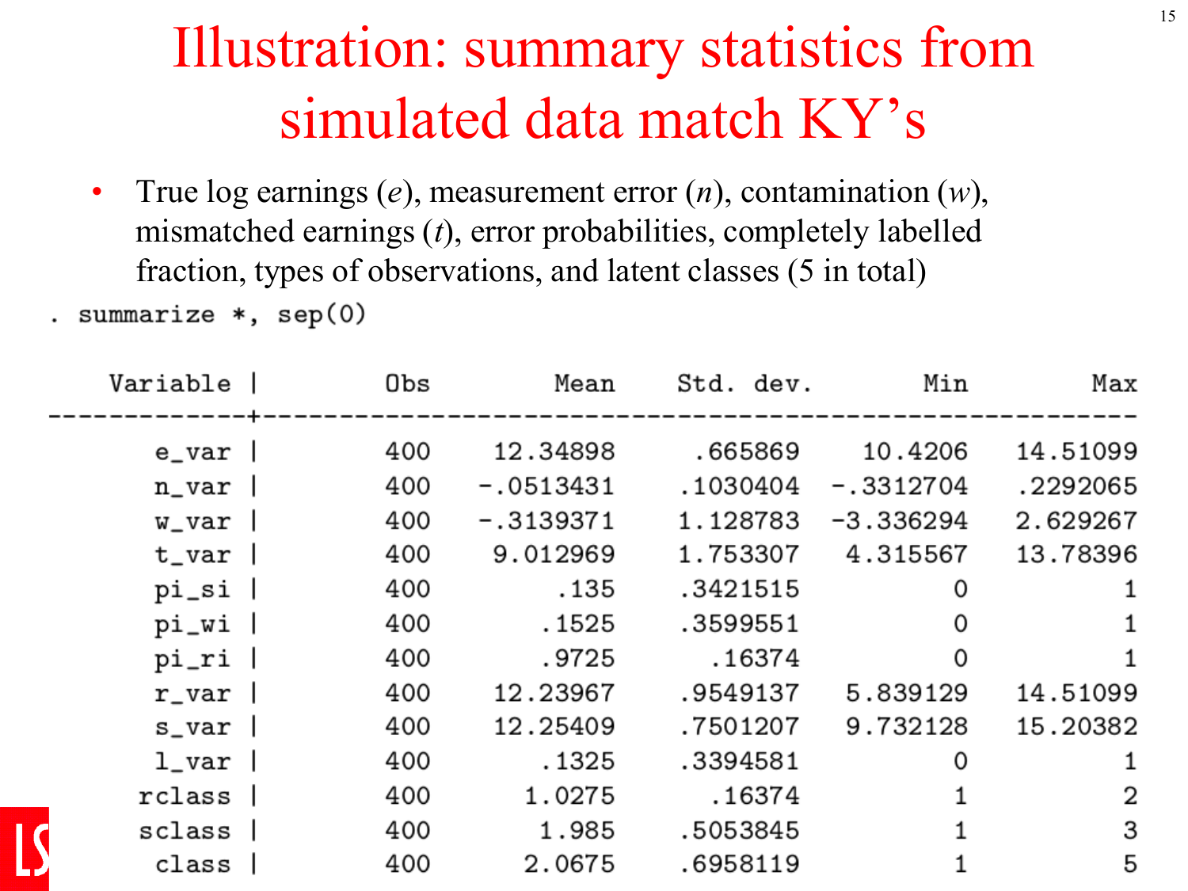# Illustration: summary statistics from simulated data match KY's

- True log earnings (*e*), measurement error (*n*), contamination (*w*), mismatched earnings (*t*), error probabilities, completely labelled fraction, types of observations, and latent classes (5 in total)

```
. summarize *, sep(0)

    Variable |        Obs        Mean    Std. dev.       Min        Max
-------------+---------------------------------------------------------
       e_var |        400    12.34898     .665869    10.4206   14.51099
       n_var |        400   -.0513431    .1030404  -.3312704   .2292065
       w_var |        400   -.3139371    1.128783  -3.336294   2.629267
       t_var |        400    9.012969    1.753307   4.315567   13.78396
       pi_si |        400        .135    .3421515          0          1
       pi_wi |        400       .1525    .3599551          0          1
       pi_ri |        400       .9725      .16374          0          1
       r_var |        400    12.23967    .9549137   5.839129   14.51099
       s_var |        400    12.25409    .7501207   9.732128   15.20382
       l_var |        400       .1325    .3394581          0          1
      rclass |        400      1.0275      .16374          1          2
      sclass |        400       1.985    .5053845          1          3
       class |        400      2.0675    .6958119          1          5
```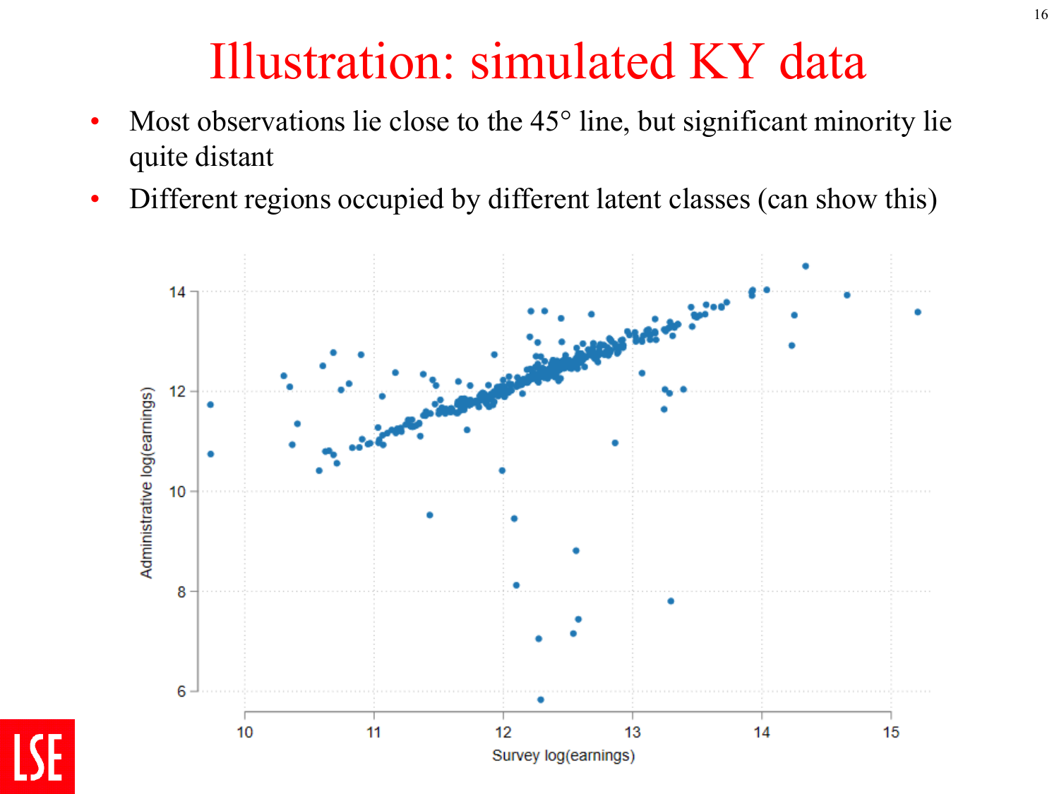# Illustration: simulated KY data

- Most observations lie close to the 45° line, but significant minority lie quite distant
- Different regions occupied by different latent classes (can show this)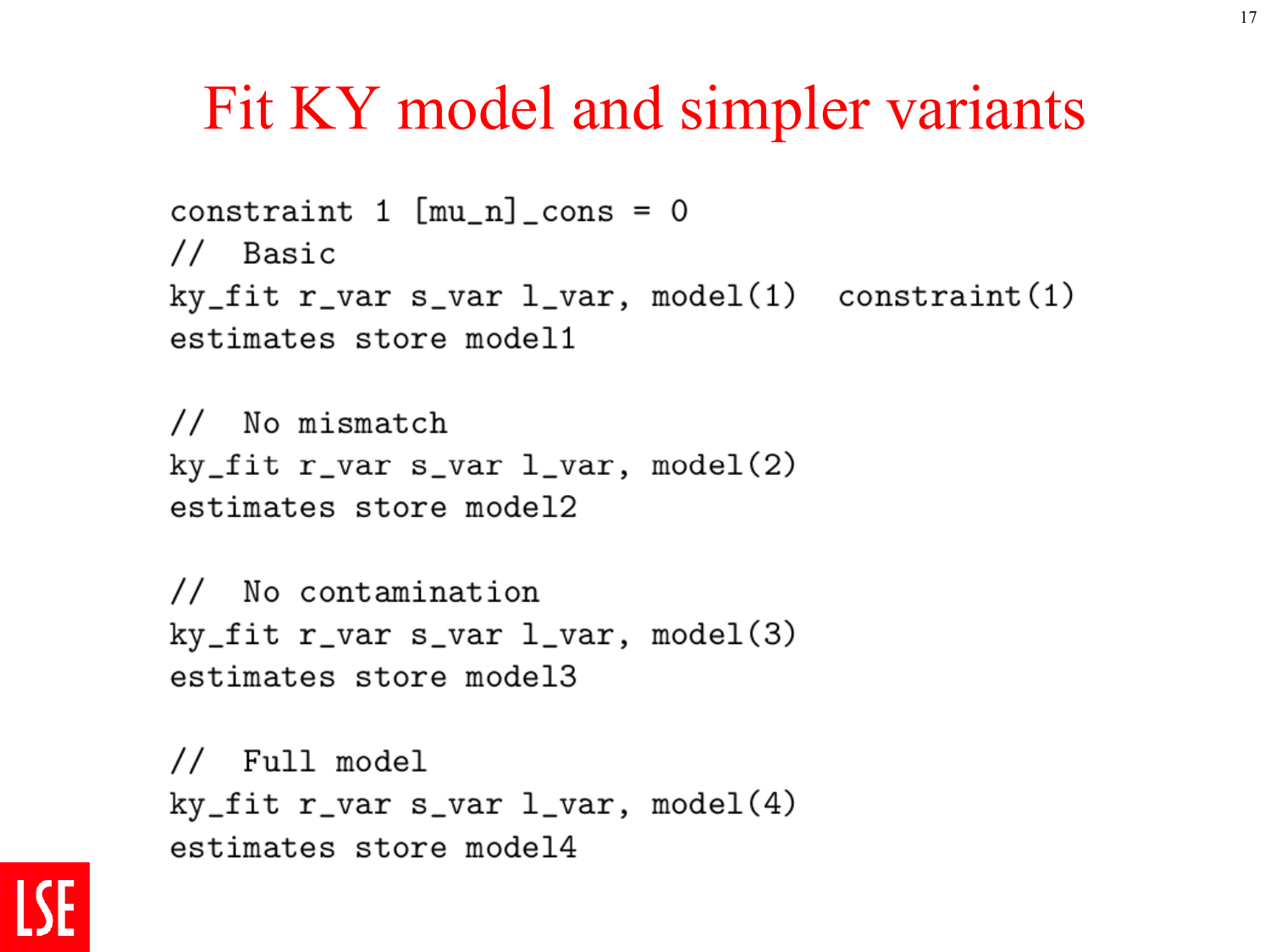# Fit KY model and simpler variants

```
constraint 1 [mu_n]_cons = 0
//  Basic
ky_fit r_var s_var l_var, model(1)  constraint(1)
estimates store model1

//  No mismatch
ky_fit r_var s_var l_var, model(2)
estimates store model2

//  No contamination
ky_fit r_var s_var l_var, model(3)
estimates store model3

//  Full model
ky_fit r_var s_var l_var, model(4)
estimates store model4
```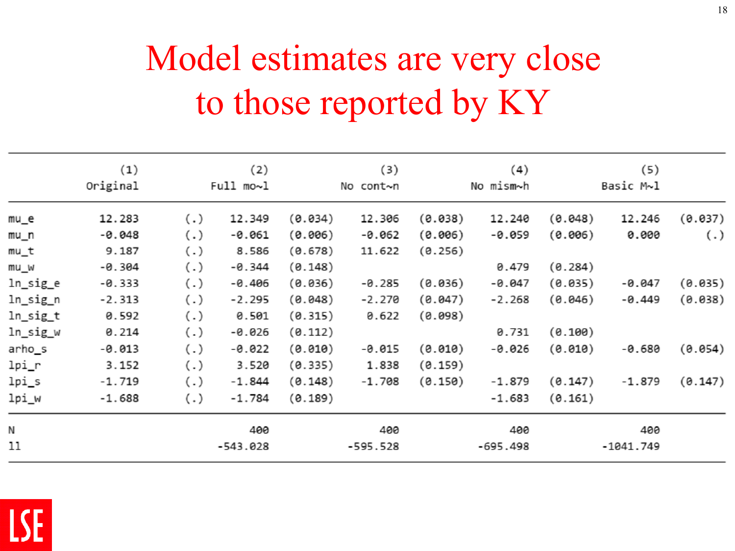# Model estimates are very close to those reported by KY

| | (1) | | (2) | | (3) | | (4) | | (5) | |
|---|---|---|---|---|---|---|---|---|---|---|
| | Original | | Full mo~l | | No cont~n | | No mism~h | | Basic M~l | |
| mu_e | 12.283 | (.) | 12.349 | (0.034) | 12.306 | (0.038) | 12.240 | (0.048) | 12.246 | (0.037) |
| mu_n | -0.048 | (.) | -0.061 | (0.006) | -0.062 | (0.006) | -0.059 | (0.006) | 0.000 | (.) |
| mu_t | 9.187 | (.) | 8.586 | (0.678) | 11.622 | (0.256) | | | | |
| mu_w | -0.304 | (.) | -0.344 | (0.148) | | | 0.479 | (0.284) | | |
| ln_sig_e | -0.333 | (.) | -0.406 | (0.036) | -0.285 | (0.036) | -0.047 | (0.035) | -0.047 | (0.035) |
| ln_sig_n | -2.313 | (.) | -2.295 | (0.048) | -2.270 | (0.047) | -2.268 | (0.046) | -0.449 | (0.038) |
| ln_sig_t | 0.592 | (.) | 0.501 | (0.315) | 0.622 | (0.098) | | | | |
| ln_sig_w | 0.214 | (.) | -0.026 | (0.112) | | | 0.731 | (0.100) | | |
| arho_s | -0.013 | (.) | -0.022 | (0.010) | -0.015 | (0.010) | -0.026 | (0.010) | -0.680 | (0.054) |
| lpi_r | 3.152 | (.) | 3.520 | (0.335) | 1.838 | (0.159) | | | | |
| lpi_s | -1.719 | (.) | -1.844 | (0.148) | -1.708 | (0.150) | -1.879 | (0.147) | -1.879 | (0.147) |
| lpi_w | -1.688 | (.) | -1.784 | (0.189) | | | -1.683 | (0.161) | | |
| N | | | 400 | | 400 | | 400 | | 400 | |
| ll | | | -543.028 | | -595.528 | | -695.498 | | -1041.749 | |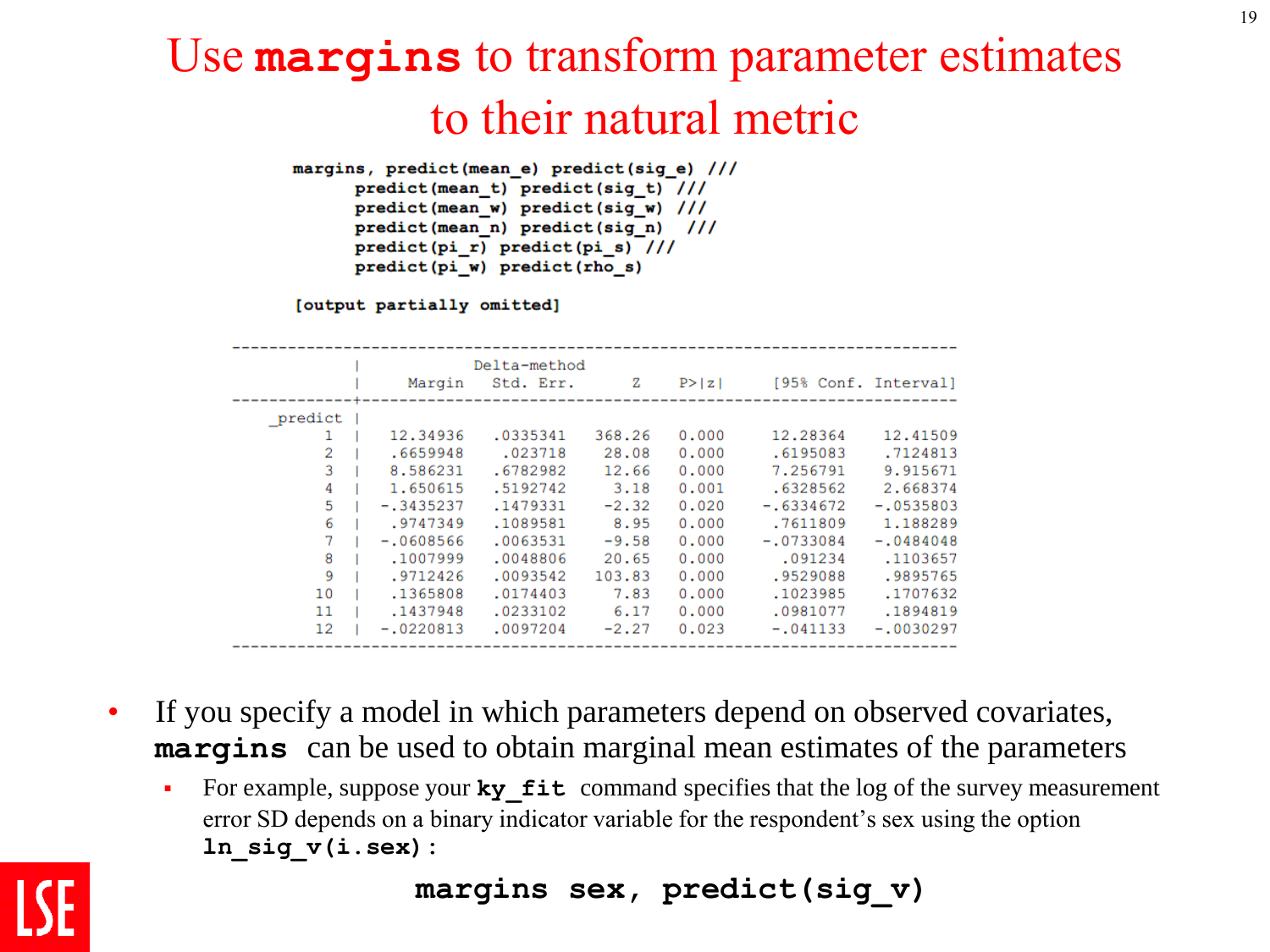# Use **margins** to transform parameter estimates to their natural metric

```
margins, predict(mean_e) predict(sig_e) ///
      predict(mean_t) predict(sig_t) ///
      predict(mean_w) predict(sig_w) ///
      predict(mean_n) predict(sig_n)  ///
      predict(pi_r) predict(pi_s) ///
      predict(pi_w) predict(rho_s)

[output partially omitted]
```

| _predict | Margin | Delta-method Std. Err. | z | P>\|z\| | [95% Conf. | Interval] |
|---|---|---|---|---|---|---|
| 1 | 12.34936 | .0335341 | 368.26 | 0.000 | 12.28364 | 12.41509 |
| 2 | .6659948 | .023718 | 28.08 | 0.000 | .6195083 | .7124813 |
| 3 | 8.586231 | .6782982 | 12.66 | 0.000 | 7.256791 | 9.915671 |
| 4 | 1.650615 | .5192742 | 3.18 | 0.001 | .6328562 | 2.668374 |
| 5 | -.3435237 | .1479331 | -2.32 | 0.020 | -.6334672 | -.0535803 |
| 6 | .9747349 | .1089581 | 8.95 | 0.000 | .7611809 | 1.188289 |
| 7 | -.0608566 | .0063531 | -9.58 | 0.000 | -.0733084 | -.0484048 |
| 8 | .1007999 | .0048806 | 20.65 | 0.000 | .091234 | .1103657 |
| 9 | .9712426 | .0093542 | 103.83 | 0.000 | .9529088 | .9895765 |
| 10 | .1365808 | .0174403 | 7.83 | 0.000 | .1023985 | .1707632 |
| 11 | .1437948 | .0233102 | 6.17 | 0.000 | .0981077 | .1894819 |
| 12 | -.0220813 | .0097204 | -2.27 | 0.023 | -.041133 | -.0030297 |

- If you specify a model in which parameters depend on observed covariates, **margins** can be used to obtain marginal mean estimates of the parameters
  - For example, suppose your **ky_fit** command specifies that the log of the survey measurement error SD depends on a binary indicator variable for the respondent's sex using the option **ln_sig_v(i.sex)**:

```
margins sex, predict(sig_v)
```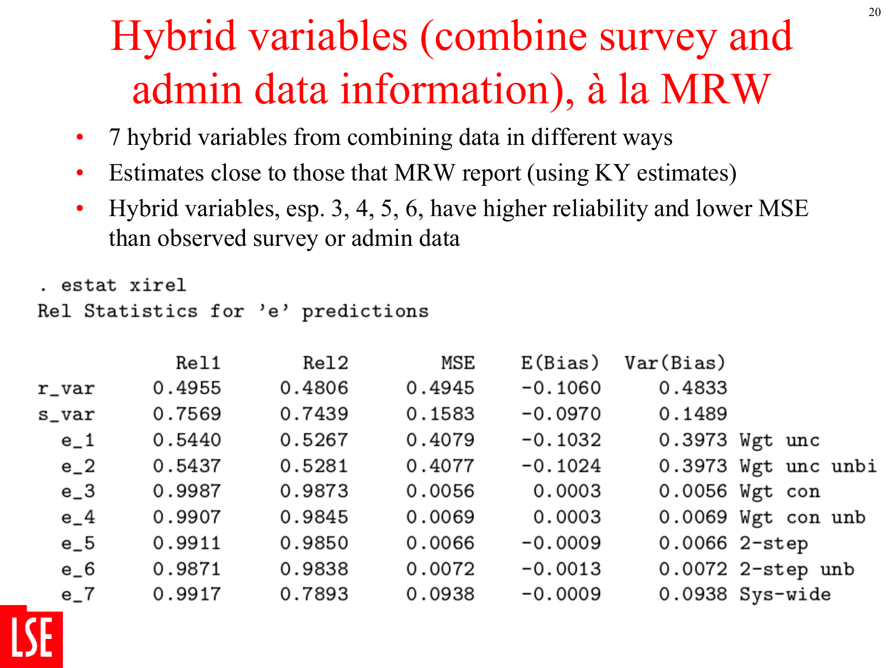# Hybrid variables (combine survey and admin data information), à la MRW

- 7 hybrid variables from combining data in different ways
- Estimates close to those that MRW report (using KY estimates)
- Hybrid variables, esp. 3, 4, 5, 6, have higher reliability and lower MSE than observed survey or admin data

```
. estat xirel
Rel Statistics for 'e' predictions

            Rel1       Rel2        MSE    E(Bias)  Var(Bias)
r_var     0.4955     0.4806     0.4945    -0.1060     0.4833
s_var     0.7569     0.7439     0.1583    -0.0970     0.1489
  e_1     0.5440     0.5267     0.4079    -0.1032     0.3973 Wgt unc
  e_2     0.5437     0.5281     0.4077    -0.1024     0.3973 Wgt unc unbi
  e_3     0.9987     0.9873     0.0056     0.0003     0.0056 Wgt con
  e_4     0.9907     0.9845     0.0069     0.0003     0.0069 Wgt con unb
  e_5     0.9911     0.9850     0.0066    -0.0009     0.0066 2-step
  e_6     0.9871     0.9838     0.0072    -0.0013     0.0072 2-step unb
  e_7     0.9917     0.7893     0.0938    -0.0009     0.0938 Sys-wide
```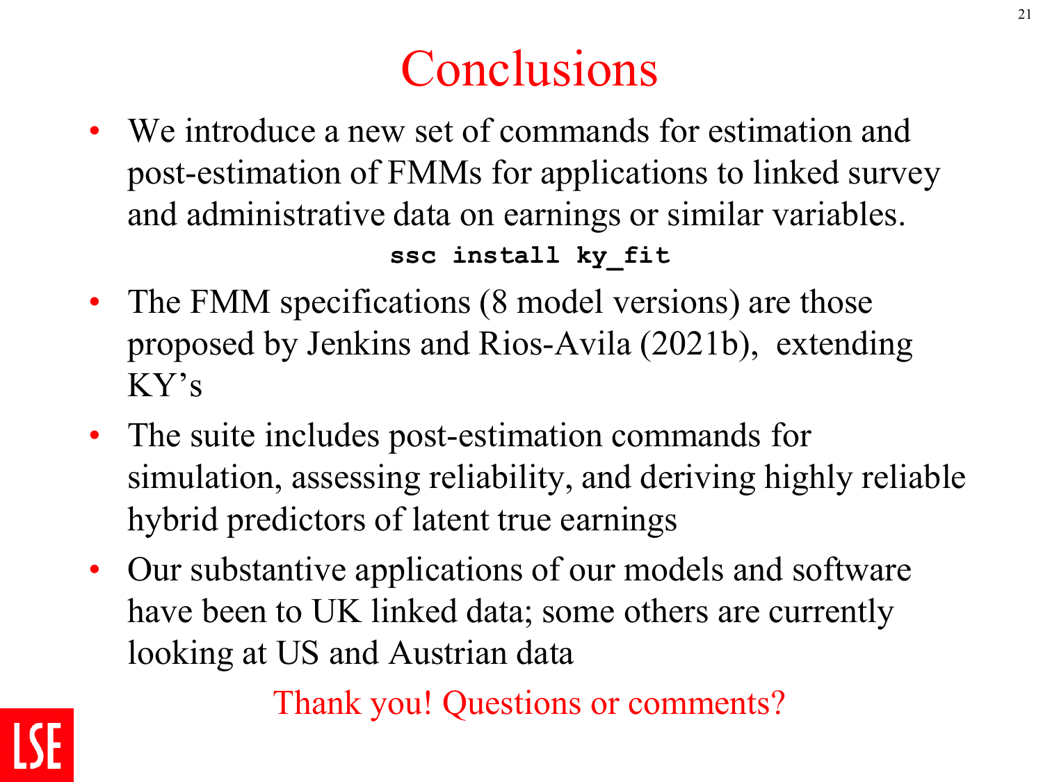# Conclusions

- We introduce a new set of commands for estimation and post-estimation of FMMs for applications to linked survey and administrative data on earnings or similar variables.

```
ssc install ky_fit
```

- The FMM specifications (8 model versions) are those proposed by Jenkins and Rios-Avila (2021b), extending KY's
- The suite includes post-estimation commands for simulation, assessing reliability, and deriving highly reliable hybrid predictors of latent true earnings
- Our substantive applications of our models and software have been to UK linked data; some others are currently looking at US and Austrian data

Thank you! Questions or comments?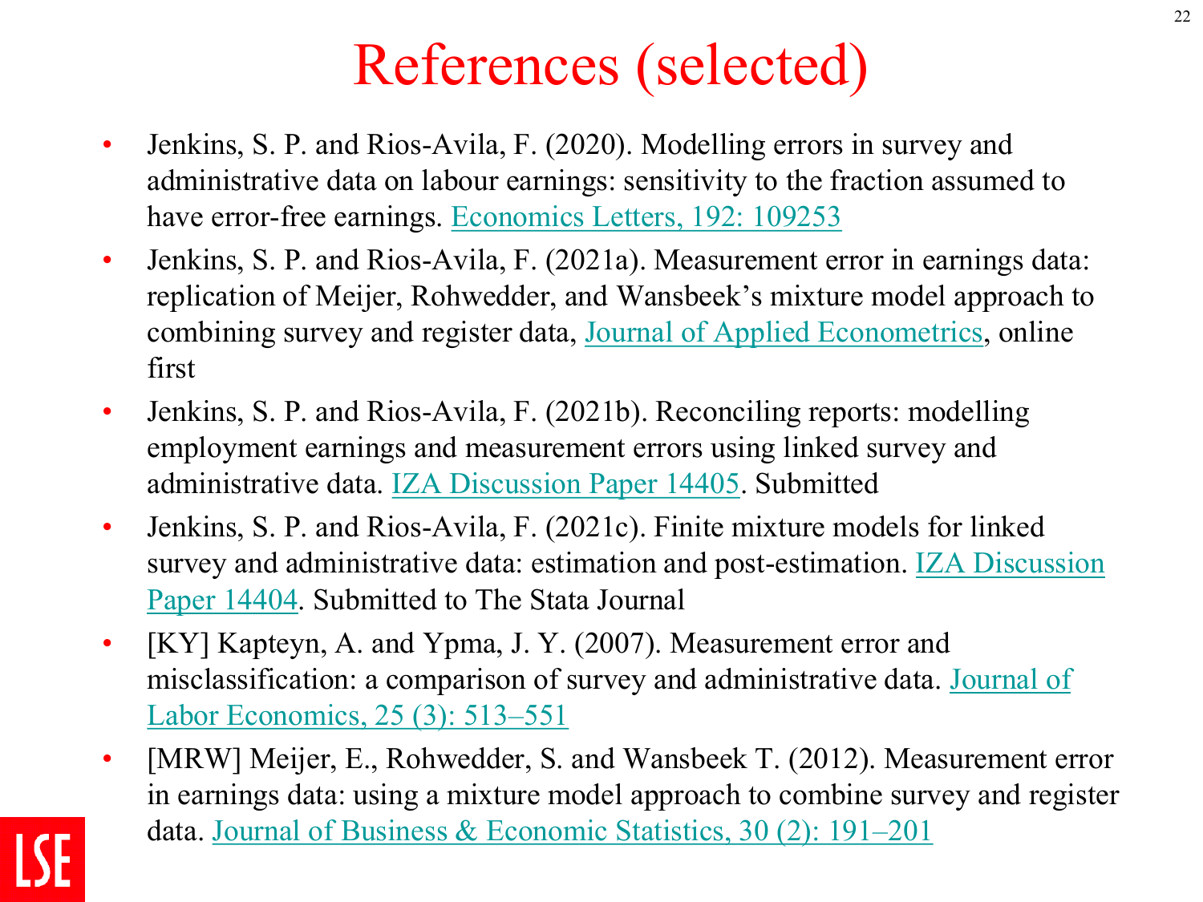# References (selected)

- Jenkins, S. P. and Rios-Avila, F. (2020). Modelling errors in survey and administrative data on labour earnings: sensitivity to the fraction assumed to have error-free earnings. Economics Letters, 192: 109253
- Jenkins, S. P. and Rios-Avila, F. (2021a). Measurement error in earnings data: replication of Meijer, Rohwedder, and Wansbeek's mixture model approach to combining survey and register data, Journal of Applied Econometrics, online first
- Jenkins, S. P. and Rios-Avila, F. (2021b). Reconciling reports: modelling employment earnings and measurement errors using linked survey and administrative data. IZA Discussion Paper 14405. Submitted
- Jenkins, S. P. and Rios-Avila, F. (2021c). Finite mixture models for linked survey and administrative data: estimation and post-estimation. IZA Discussion Paper 14404. Submitted to The Stata Journal
- [KY] Kapteyn, A. and Ypma, J. Y. (2007). Measurement error and misclassification: a comparison of survey and administrative data. Journal of Labor Economics, 25 (3): 513–551
- [MRW] Meijer, E., Rohwedder, S. and Wansbeek T. (2012). Measurement error in earnings data: using a mixture model approach to combine survey and register data. Journal of Business & Economic Statistics, 30 (2): 191–201